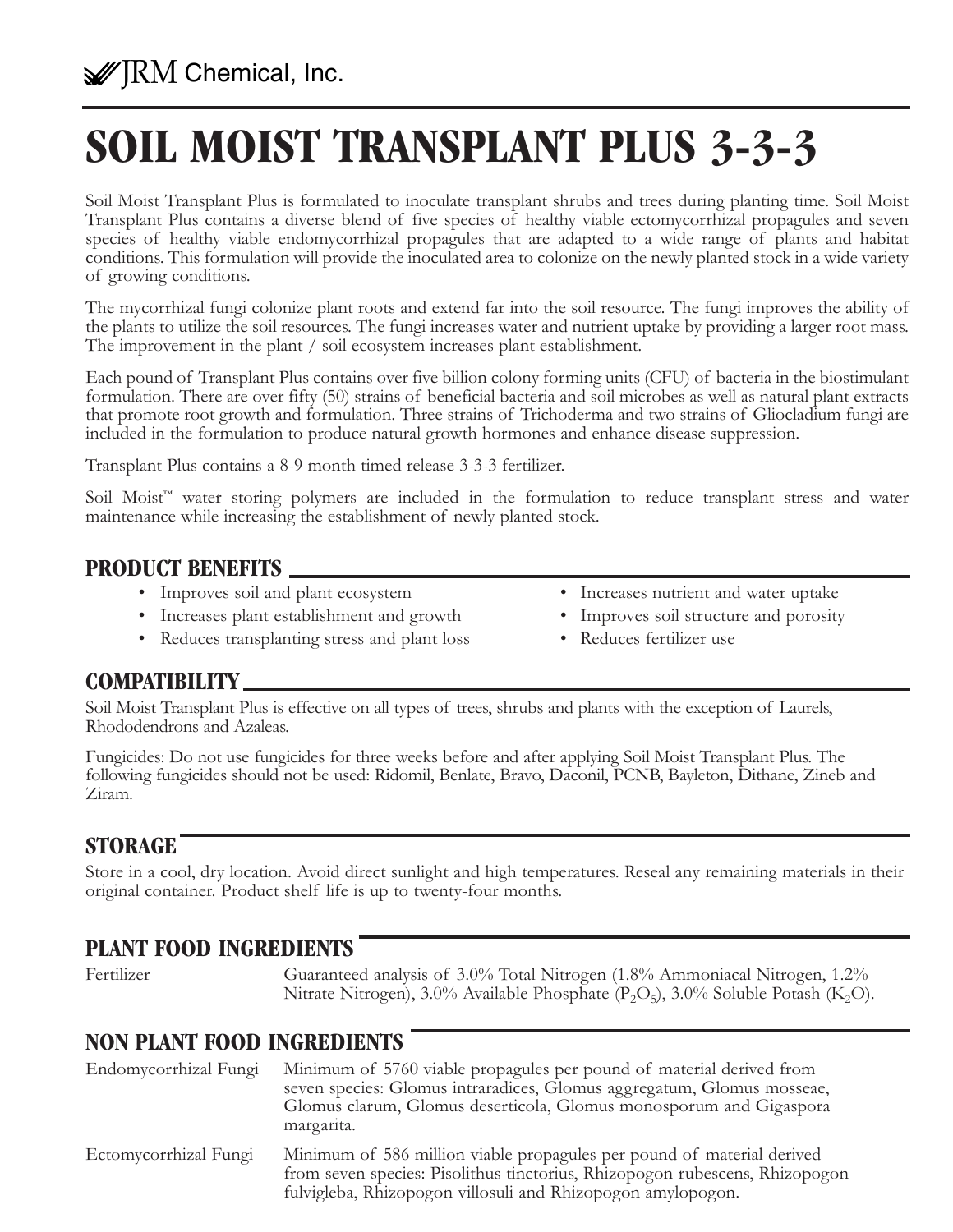JRM Chemical, Inc.

# SOIL MOIST TRANSPLANT PLUS 3-3-3

Soil Moist Transplant Plus is formulated to inoculate transplant shrubs and trees during planting time. Soil Moist Transplant Plus contains a diverse blend of five species of healthy viable ectomycorrhizal propagules and seven species of healthy viable endomycorrhizal propagules that are adapted to a wide range of plants and habitat conditions. This formulation will provide the inoculated area to colonize on the newly planted stock in a wide variety of growing conditions.

The mycorrhizal fungi colonize plant roots and extend far into the soil resource. The fungi improves the ability of the plants to utilize the soil resources. The fungi increases water and nutrient uptake by providing a larger root mass. The improvement in the plant / soil ecosystem increases plant establishment.

Each pound of Transplant Plus contains over five billion colony forming units (CFU) of bacteria in the biostimulant formulation. There are over fifty (50) strains of beneficial bacteria and soil microbes as well as natural plant extracts that promote root growth and formulation. Three strains of Trichoderma and two strains of Gliocladium fungi are included in the formulation to produce natural growth hormones and enhance disease suppression.

Transplant Plus contains a 8-9 month timed release 3-3-3 fertilizer.

Soil Moist™ water storing polymers are included in the formulation to reduce transplant stress and water maintenance while increasing the establishment of newly planted stock.

## PRODUCT BENEFITS

- Improves soil and plant ecosystem
- Increases plant establishment and growth
- Reduces transplanting stress and plant loss
- Increases nutrient and water uptake
- Improves soil structure and porosity
- Reduces fertilizer use

## COMPATIBILITY

Soil Moist Transplant Plus is effective on all types of trees, shrubs and plants with the exception of Laurels, Rhododendrons and Azaleas.

Fungicides: Do not use fungicides for three weeks before and after applying Soil Moist Transplant Plus. The following fungicides should not be used: Ridomil, Benlate, Bravo, Daconil, PCNB, Bayleton, Dithane, Zineb and Ziram.

## STORAGE

Store in a cool, dry location. Avoid direct sunlight and high temperatures. Reseal any remaining materials in their original container. Product shelf life is up to twenty-four months.

## PLANT FOOD INGREDIENTS

Fertilizer — Guaranteed analysis of 3.0% Total Nitrogen (1.8% Ammoniacal Nitrogen, 1.2% Nitrate Nitrogen), 3.0% Available Phosphate ($P_2O_5$), 3.0% Soluble Potash ($K_2O$).

## NON PLANT FOOD INGREDIENTS

Endomycorrhizal Fungi — Minimum of 5760 viable propagules per pound of material derived from seven species: Glomus intraradices, Glomus aggregatum, Glomus mosseae, Glomus clarum, Glomus deserticola, Glomus monosporum and Gigaspora margarita.

Ectomycorrhizal Fungi — Minimum of 586 million viable propagules per pound of material derived from seven species: Pisolithus tinctorius, Rhizopogon rubescens, Rhizopogon fulvigleba, Rhizopogon villosuli and Rhizopogon amylopogon.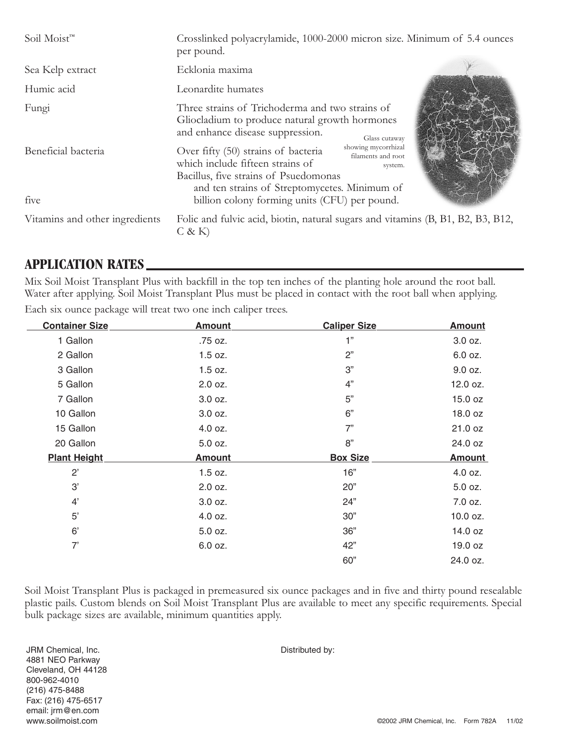| | |
|---|---|
| Soil Moist™ | Crosslinked polyacrylamide, 1000-2000 micron size. Minimum of 5.4 ounces per pound. |
| Sea Kelp extract | Ecklonia maxima |
| Humic acid | Leonardite humates |
| Fungi | Three strains of Trichoderma and two strains of Gliocladium to produce natural growth hormones and enhance disease suppression. |
| Beneficial bacteria | Over fifty (50) strains of bacteria which include fifteen strains of Bacillus, five strains of Psuedomonas and ten strains of Streptomycetes. Minimum of five billion colony forming units (CFU) per pound. |
| Vitamins and other ingredients | Folic and fulvic acid, biotin, natural sugars and vitamins (B, B1, B2, B3, B12, C & K) |

Glass cutaway showing mycorrhizal filaments and root system.

## APPLICATION RATES

Mix Soil Moist Transplant Plus with backfill in the top ten inches of the planting hole around the root ball. Water after applying. Soil Moist Transplant Plus must be placed in contact with the root ball when applying.

Each six ounce package will treat two one inch caliper trees.

| Container Size | Amount | Caliper Size | Amount |
|---|---|---|---|
| 1 Gallon | .75 oz. | 1" | 3.0 oz. |
| 2 Gallon | 1.5 oz. | 2" | 6.0 oz. |
| 3 Gallon | 1.5 oz. | 3" | 9.0 oz. |
| 5 Gallon | 2.0 oz. | 4" | 12.0 oz. |
| 7 Gallon | 3.0 oz. | 5" | 15.0 oz |
| 10 Gallon | 3.0 oz. | 6" | 18.0 oz |
| 15 Gallon | 4.0 oz. | 7" | 21.0 oz |
| 20 Gallon | 5.0 oz. | 8" | 24.0 oz |
| **Plant Height** | **Amount** | **Box Size** | **Amount** |
| 2' | 1.5 oz. | 16" | 4.0 oz. |
| 3' | 2.0 oz. | 20" | 5.0 oz. |
| 4' | 3.0 oz. | 24" | 7.0 oz. |
| 5' | 4.0 oz. | 30" | 10.0 oz. |
| 6' | 5.0 oz. | 36" | 14.0 oz |
| 7' | 6.0 oz. | 42" | 19.0 oz |
| | | 60" | 24.0 oz. |

Soil Moist Transplant Plus is packaged in premeasured six ounce packages and in five and thirty pound resealable plastic pails. Custom blends on Soil Moist Transplant Plus are available to meet any specific requirements. Special bulk package sizes are available, minimum quantities apply.

JRM Chemical, Inc.
4881 NEO Parkway
Cleveland, OH 44128
800-962-4010
(216) 475-8488
Fax: (216) 475-6517
email: jrm@en.com
www.soilmoist.com

Distributed by:

©2002 JRM Chemical, Inc. Form 782A 11/02